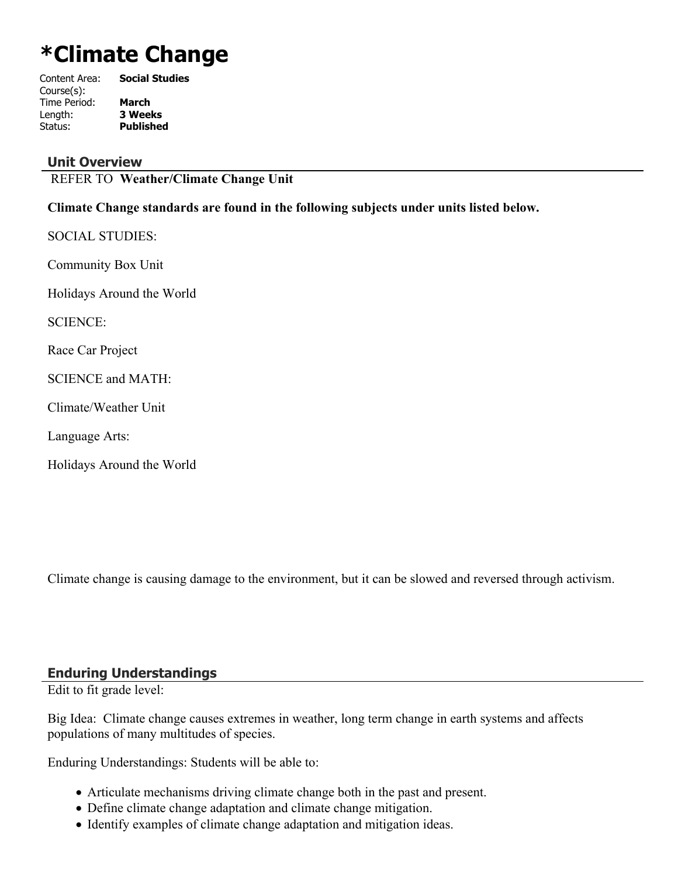# *Climate Change

Content Area: **Social Studies**
Course(s):
Time Period: **March**
Length: **3 Weeks**
Status: **Published**

## Unit Overview

REFER TO **Weather/Climate Change Unit**

**Climate Change standards are found in the following subjects under units listed below.**

SOCIAL STUDIES:

Community Box Unit

Holidays Around the World

SCIENCE:

Race Car Project

SCIENCE and MATH:

Climate/Weather Unit

Language Arts:

Holidays Around the World

Climate change is causing damage to the environment, but it can be slowed and reversed through activism.

## Enduring Understandings

Edit to fit grade level:

Big Idea: Climate change causes extremes in weather, long term change in earth systems and affects populations of many multitudes of species.

Enduring Understandings: Students will be able to:

- Articulate mechanisms driving climate change both in the past and present.
- Define climate change adaptation and climate change mitigation.
- Identify examples of climate change adaptation and mitigation ideas.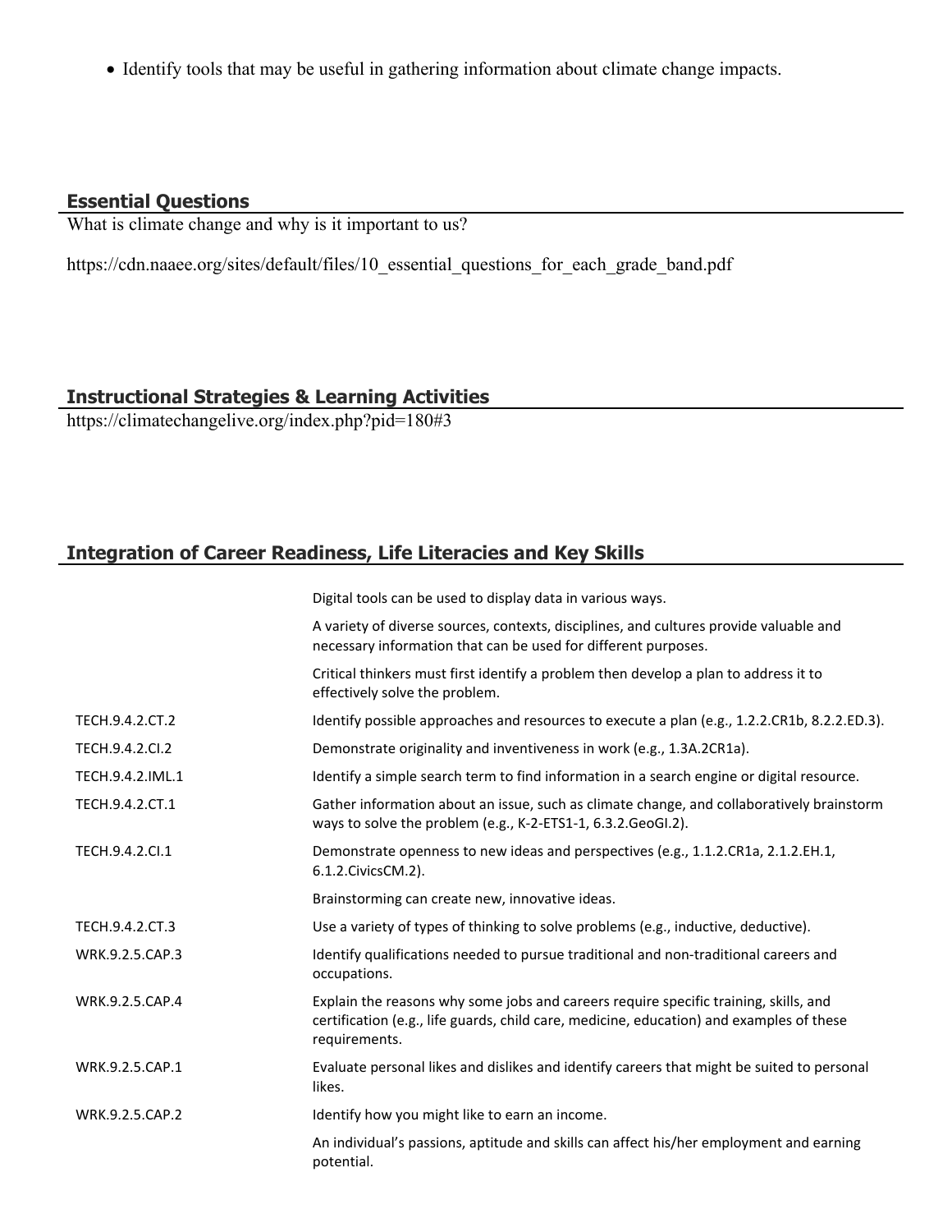- Identify tools that may be useful in gathering information about climate change impacts.

## Essential Questions

What is climate change and why is it important to us?

https://cdn.naaee.org/sites/default/files/10_essential_questions_for_each_grade_band.pdf

## Instructional Strategies & Learning Activities

https://climatechangelive.org/index.php?pid=180#3

## Integration of Career Readiness, Life Literacies and Key Skills

| | |
|---|---|
| | Digital tools can be used to display data in various ways. |
| | A variety of diverse sources, contexts, disciplines, and cultures provide valuable and necessary information that can be used for different purposes. |
| | Critical thinkers must first identify a problem then develop a plan to address it to effectively solve the problem. |
| TECH.9.4.2.CT.2 | Identify possible approaches and resources to execute a plan (e.g., 1.2.2.CR1b, 8.2.2.ED.3). |
| TECH.9.4.2.CI.2 | Demonstrate originality and inventiveness in work (e.g., 1.3A.2CR1a). |
| TECH.9.4.2.IML.1 | Identify a simple search term to find information in a search engine or digital resource. |
| TECH.9.4.2.CT.1 | Gather information about an issue, such as climate change, and collaboratively brainstorm ways to solve the problem (e.g., K-2-ETS1-1, 6.3.2.GeoGI.2). |
| TECH.9.4.2.CI.1 | Demonstrate openness to new ideas and perspectives (e.g., 1.1.2.CR1a, 2.1.2.EH.1, 6.1.2.CivicsCM.2). |
| | Brainstorming can create new, innovative ideas. |
| TECH.9.4.2.CT.3 | Use a variety of types of thinking to solve problems (e.g., inductive, deductive). |
| WRK.9.2.5.CAP.3 | Identify qualifications needed to pursue traditional and non-traditional careers and occupations. |
| WRK.9.2.5.CAP.4 | Explain the reasons why some jobs and careers require specific training, skills, and certification (e.g., life guards, child care, medicine, education) and examples of these requirements. |
| WRK.9.2.5.CAP.1 | Evaluate personal likes and dislikes and identify careers that might be suited to personal likes. |
| WRK.9.2.5.CAP.2 | Identify how you might like to earn an income. |
| | An individual's passions, aptitude and skills can affect his/her employment and earning potential. |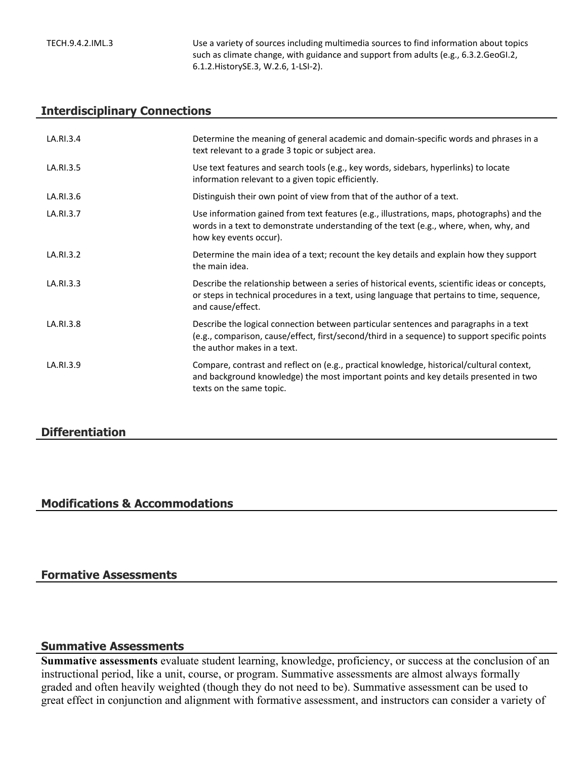| | |
|---|---|
| TECH.9.4.2.IML.3 | Use a variety of sources including multimedia sources to find information about topics such as climate change, with guidance and support from adults (e.g., 6.3.2.GeoGI.2, 6.1.2.HistorySE.3, W.2.6, 1-LSI-2). |

## Interdisciplinary Connections

| | |
|---|---|
| LA.RI.3.4 | Determine the meaning of general academic and domain-specific words and phrases in a text relevant to a grade 3 topic or subject area. |
| LA.RI.3.5 | Use text features and search tools (e.g., key words, sidebars, hyperlinks) to locate information relevant to a given topic efficiently. |
| LA.RI.3.6 | Distinguish their own point of view from that of the author of a text. |
| LA.RI.3.7 | Use information gained from text features (e.g., illustrations, maps, photographs) and the words in a text to demonstrate understanding of the text (e.g., where, when, why, and how key events occur). |
| LA.RI.3.2 | Determine the main idea of a text; recount the key details and explain how they support the main idea. |
| LA.RI.3.3 | Describe the relationship between a series of historical events, scientific ideas or concepts, or steps in technical procedures in a text, using language that pertains to time, sequence, and cause/effect. |
| LA.RI.3.8 | Describe the logical connection between particular sentences and paragraphs in a text (e.g., comparison, cause/effect, first/second/third in a sequence) to support specific points the author makes in a text. |
| LA.RI.3.9 | Compare, contrast and reflect on (e.g., practical knowledge, historical/cultural context, and background knowledge) the most important points and key details presented in two texts on the same topic. |

## Differentiation

## Modifications & Accommodations

## Formative Assessments

## Summative Assessments

**Summative assessments** evaluate student learning, knowledge, proficiency, or success at the conclusion of an instructional period, like a unit, course, or program. Summative assessments are almost always formally graded and often heavily weighted (though they do not need to be). Summative assessment can be used to great effect in conjunction and alignment with formative assessment, and instructors can consider a variety of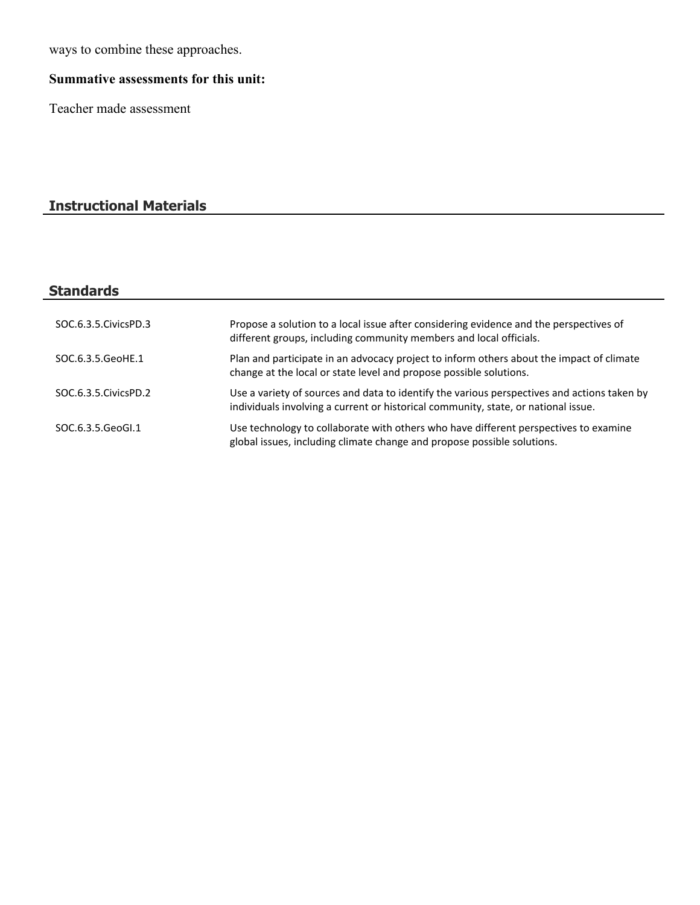ways to combine these approaches.

**Summative assessments for this unit:**

Teacher made assessment

## Instructional Materials

## Standards

| | |
|---|---|
| SOC.6.3.5.CivicsPD.3 | Propose a solution to a local issue after considering evidence and the perspectives of different groups, including community members and local officials. |
| SOC.6.3.5.GeoHE.1 | Plan and participate in an advocacy project to inform others about the impact of climate change at the local or state level and propose possible solutions. |
| SOC.6.3.5.CivicsPD.2 | Use a variety of sources and data to identify the various perspectives and actions taken by individuals involving a current or historical community, state, or national issue. |
| SOC.6.3.5.GeoGI.1 | Use technology to collaborate with others who have different perspectives to examine global issues, including climate change and propose possible solutions. |